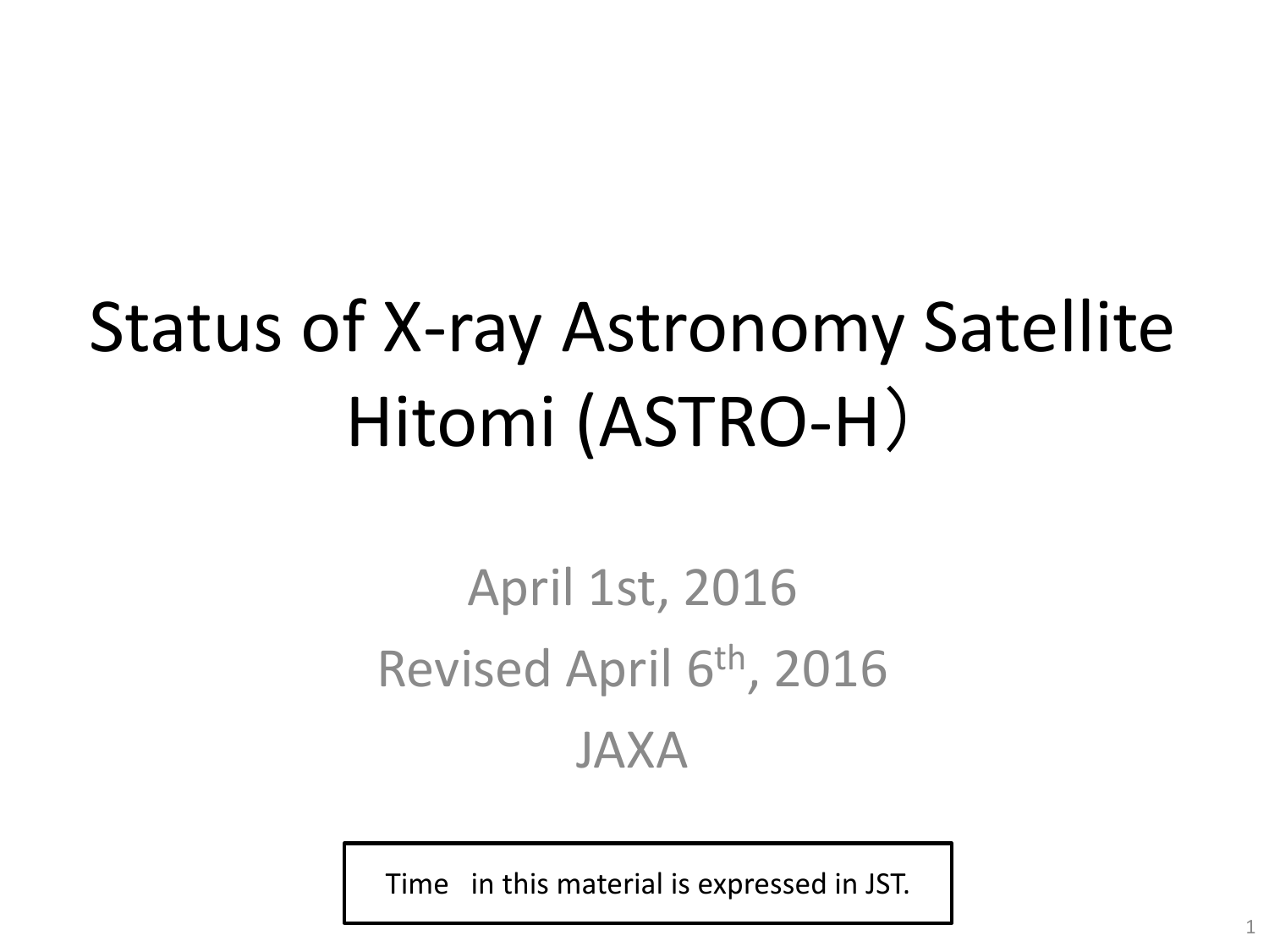# Status of X-ray Astronomy Satellite Hitomi (ASTRO-H）

April 1st, 2016

Revised April 6th, 2016

JAXA

Time in this material is expressed in JST.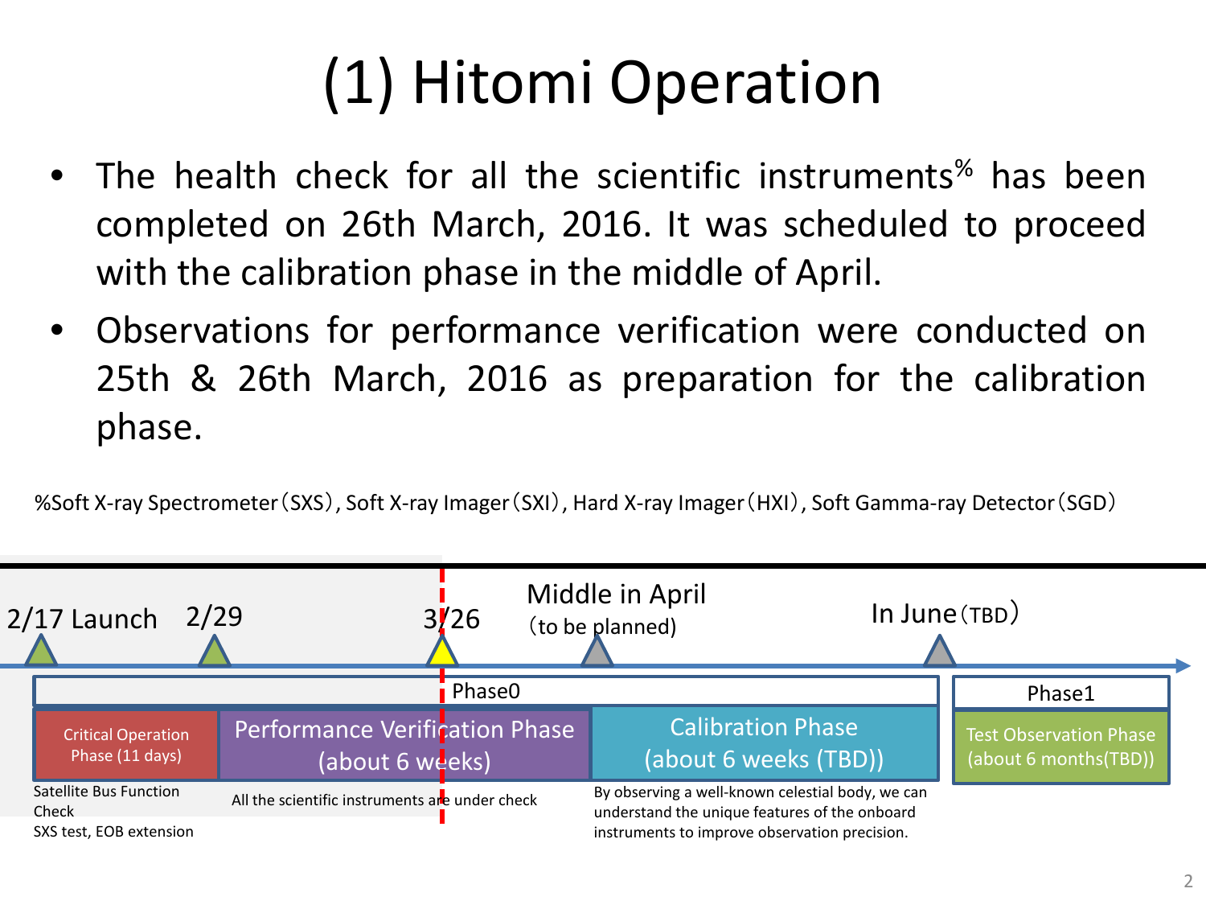# (1) Hitomi Operation

- The health check for all the scientific instruments[%] has been completed on 26th March, 2016. It was scheduled to proceed with the calibration phase in the middle of April.
- Observations for performance verification were conducted on 25th & 26th March, 2016 as preparation for the calibration phase.

%Soft X-ray Spectrometer（SXS）, Soft X-ray Imager（SXI）, Hard X-ray Imager（HXI）, Soft Gamma-ray Detector（SGD）

2/17 Launch　2/29　3/26　Middle in April （to be planned）　In June（TBD）

| Phase0 | | | Phase1 |
|---|---|---|---|
| Critical Operation Phase (11 days) | Performance Verification Phase (about 6 weeks) | Calibration Phase (about 6 weeks (TBD)) | Test Observation Phase (about 6 months(TBD)) |
| Satellite Bus Function Check<br>SXS test, EOB extension | All the scientific instruments are under check | By observing a well-known celestial body, we can understand the unique features of the onboard instruments to improve observation precision. | |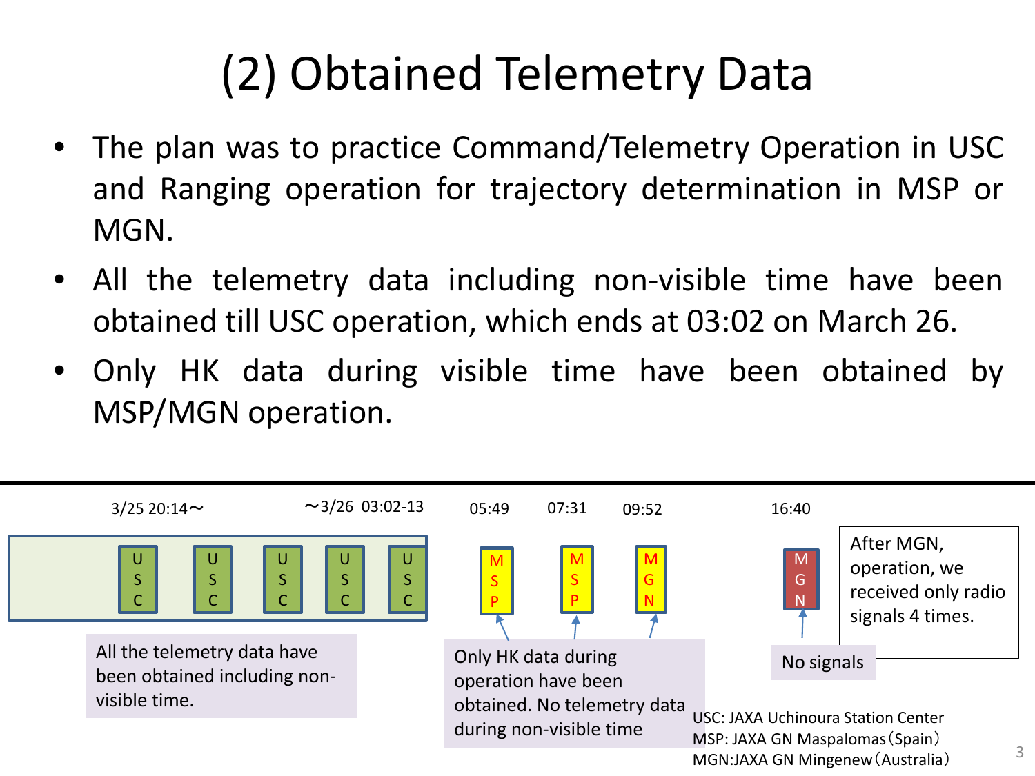# (2) Obtained Telemetry Data

- The plan was to practice Command/Telemetry Operation in USC and Ranging operation for trajectory determination in MSP or MGN.
- All the telemetry data including non-visible time have been obtained till USC operation, which ends at 03:02 on March 26.
- Only HK data during visible time have been obtained by MSP/MGN operation.

3/25 20:14～　　～3/26 03:02-13　　05:49　　07:31　　09:52　　16:40

USC　USC　USC　USC　USC　　MSP　　MSP　　MGN　　MGN

All the telemetry data have been obtained including non-visible time.

Only HK data during operation have been obtained. No telemetry data during non-visible time

No signals

After MGN, operation, we received only radio signals 4 times.

USC: JAXA Uchinoura Station Center
MSP: JAXA GN Maspalomas（Spain）
MGN:JAXA GN Mingenew（Australia）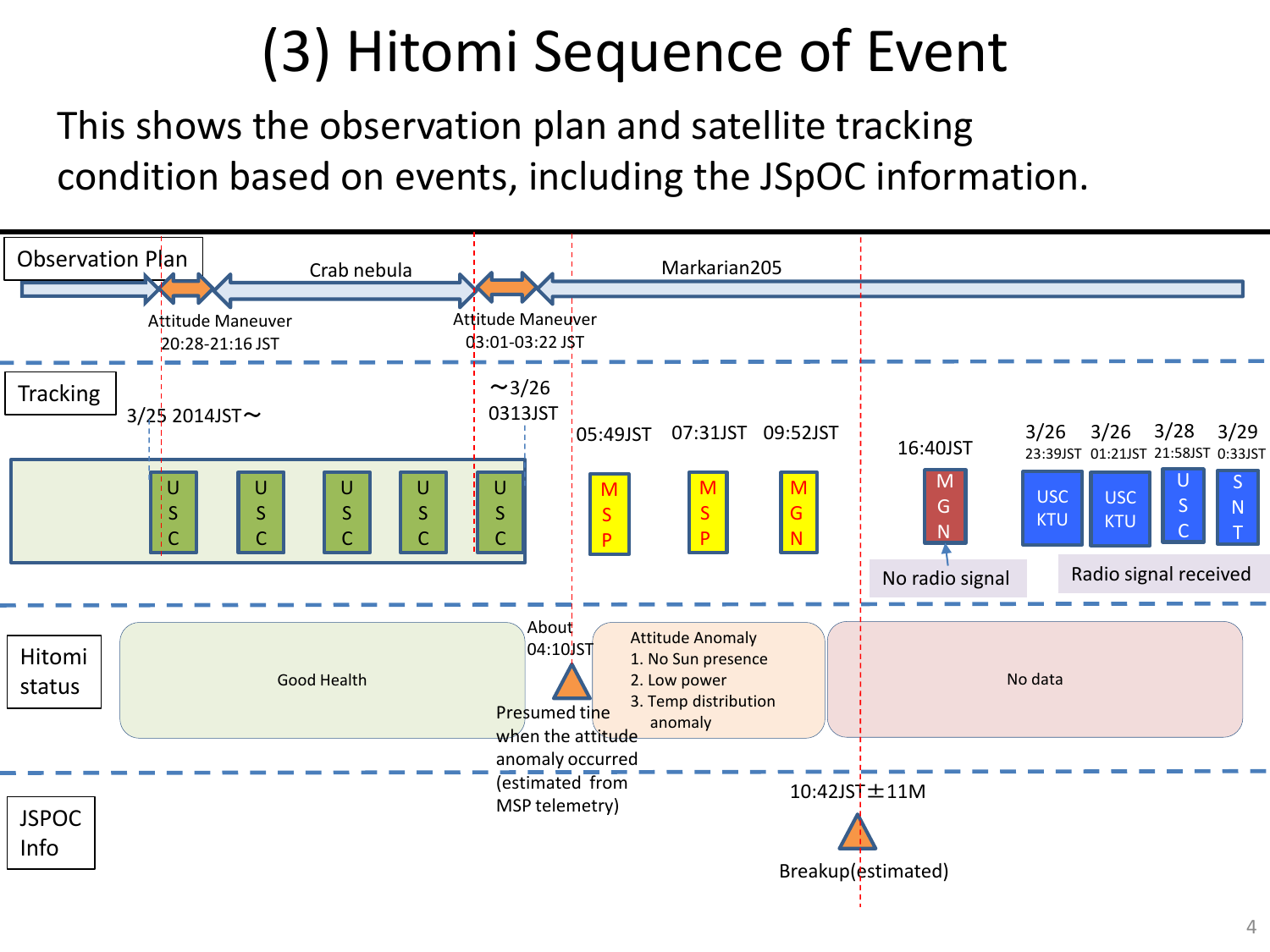# (3) Hitomi Sequence of Event

This shows the observation plan and satellite tracking condition based on events, including the JSpOC information.

**Observation Plan**

Crab nebula — Markarian205

Attitude Maneuver 20:28-21:16 JST

Attitude Maneuver 03:01-03:22 JST

**Tracking**

3/25 2014JST〜 ... 〜3/26 0313JST

USC, USC, USC, USC, USC

05:49JST MSP — 07:31JST MSP — 09:52JST MGN — 16:40JST MGN (No radio signal)

3/26 23:39JST USC KTU — 3/26 01:21JST USC KTU — 3/28 21:58JST USC — 3/29 0:33JST SNT (Radio signal received)

**Hitomi status**

Good Health

About 04:10JST — Presumed tine when the attitude anomaly occurred (estimated from MSP telemetry)

Attitude Anomaly
1. No Sun presence
2. Low power
3. Temp distribution anomaly

No data

**JSPOC Info**

10:42JST ± 11M

Breakup(estimated)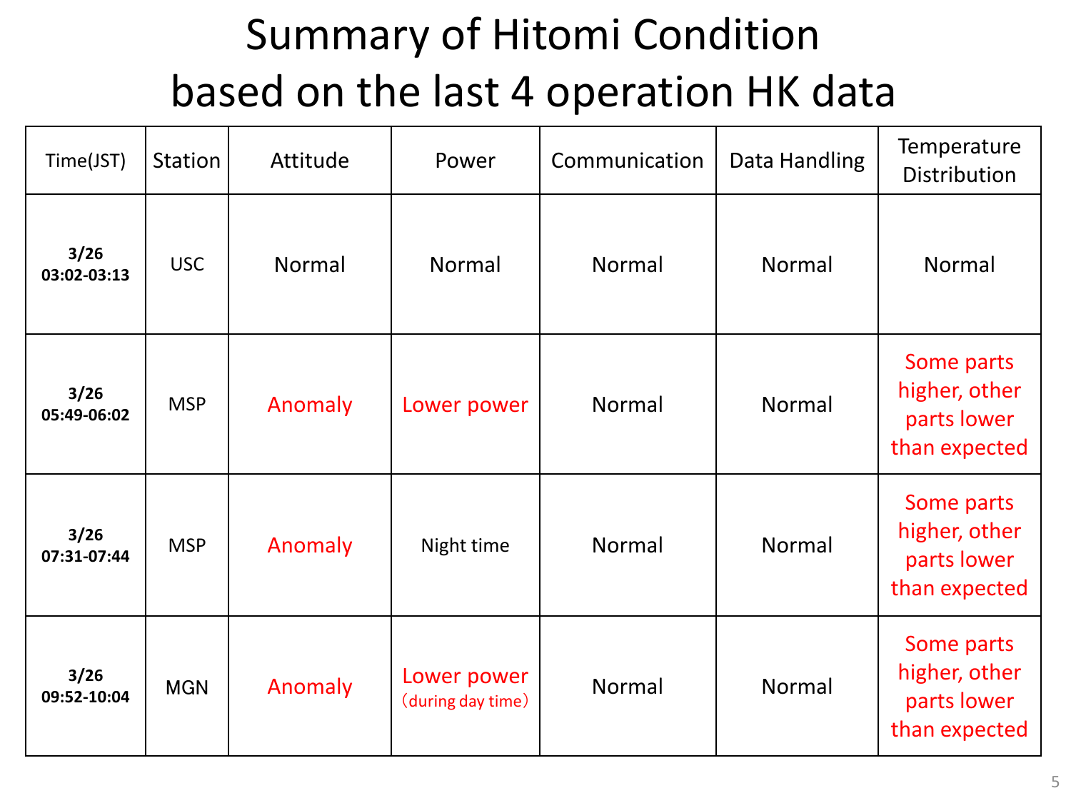# Summary of Hitomi Condition based on the last 4 operation HK data

| Time(JST) | Station | Attitude | Power | Communication | Data Handling | Temperature Distribution |
|---|---|---|---|---|---|---|
| **3/26 03:02-03:13** | USC | Normal | Normal | Normal | Normal | Normal |
| **3/26 05:49-06:02** | MSP | Anomaly | Lower power | Normal | Normal | Some parts higher, other parts lower than expected |
| **3/26 07:31-07:44** | MSP | Anomaly | Night time | Normal | Normal | Some parts higher, other parts lower than expected |
| **3/26 09:52-10:04** | MGN | Anomaly | Lower power （during day time） | Normal | Normal | Some parts higher, other parts lower than expected |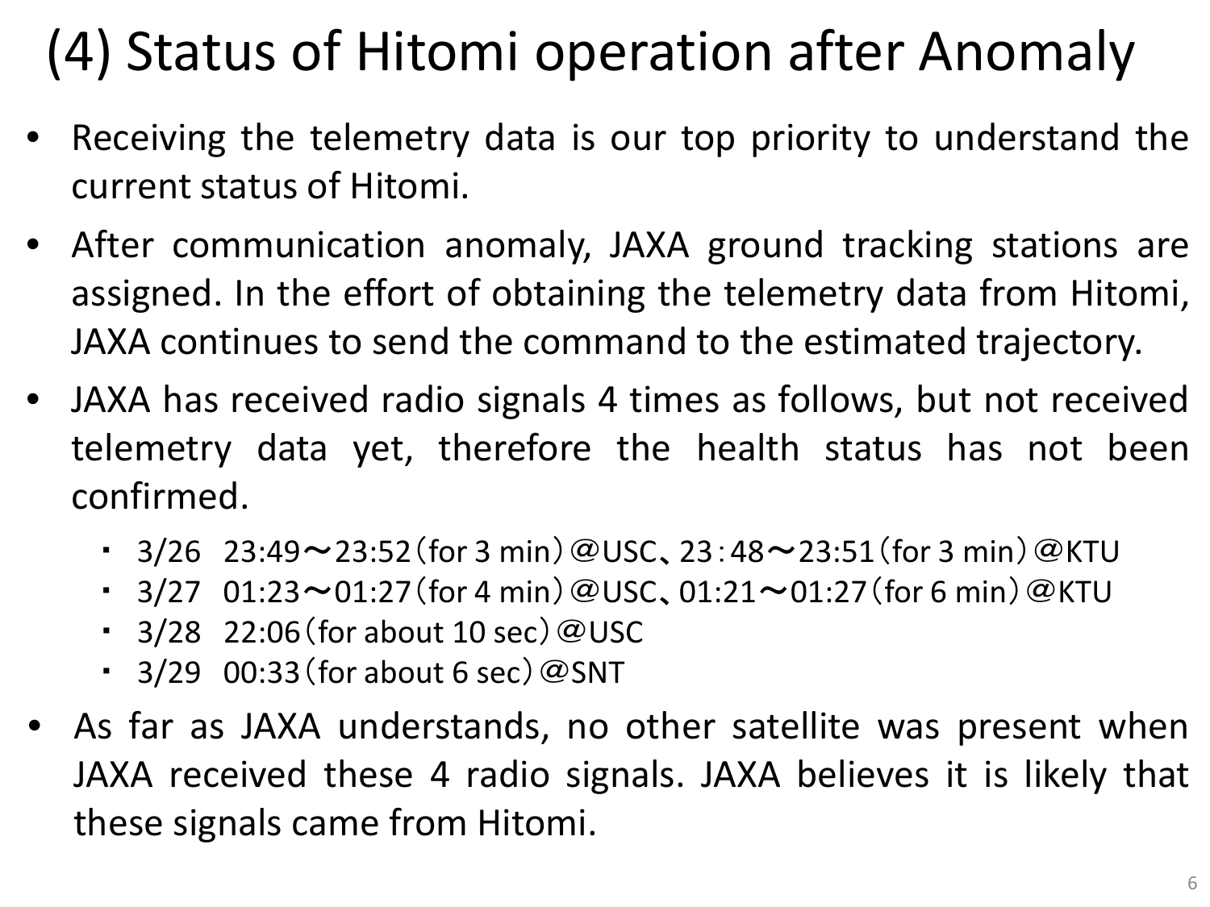# (4) Status of Hitomi operation after Anomaly

- Receiving the telemetry data is our top priority to understand the current status of Hitomi.
- After communication anomaly, JAXA ground tracking stations are assigned. In the effort of obtaining the telemetry data from Hitomi, JAXA continues to send the command to the estimated trajectory.
- JAXA has received radio signals 4 times as follows, but not received telemetry data yet, therefore the health status has not been confirmed.
  - ・ 3/26 23:49～23:52（for 3 min）＠USC、23：48～23:51（for 3 min）＠KTU
  - ・ 3/27 01:23～01:27（for 4 min）＠USC、01:21～01:27（for 6 min）＠KTU
  - ・ 3/28 22:06（for about 10 sec）＠USC
  - ・ 3/29 00:33（for about 6 sec）＠SNT
- As far as JAXA understands, no other satellite was present when JAXA received these 4 radio signals. JAXA believes it is likely that these signals came from Hitomi.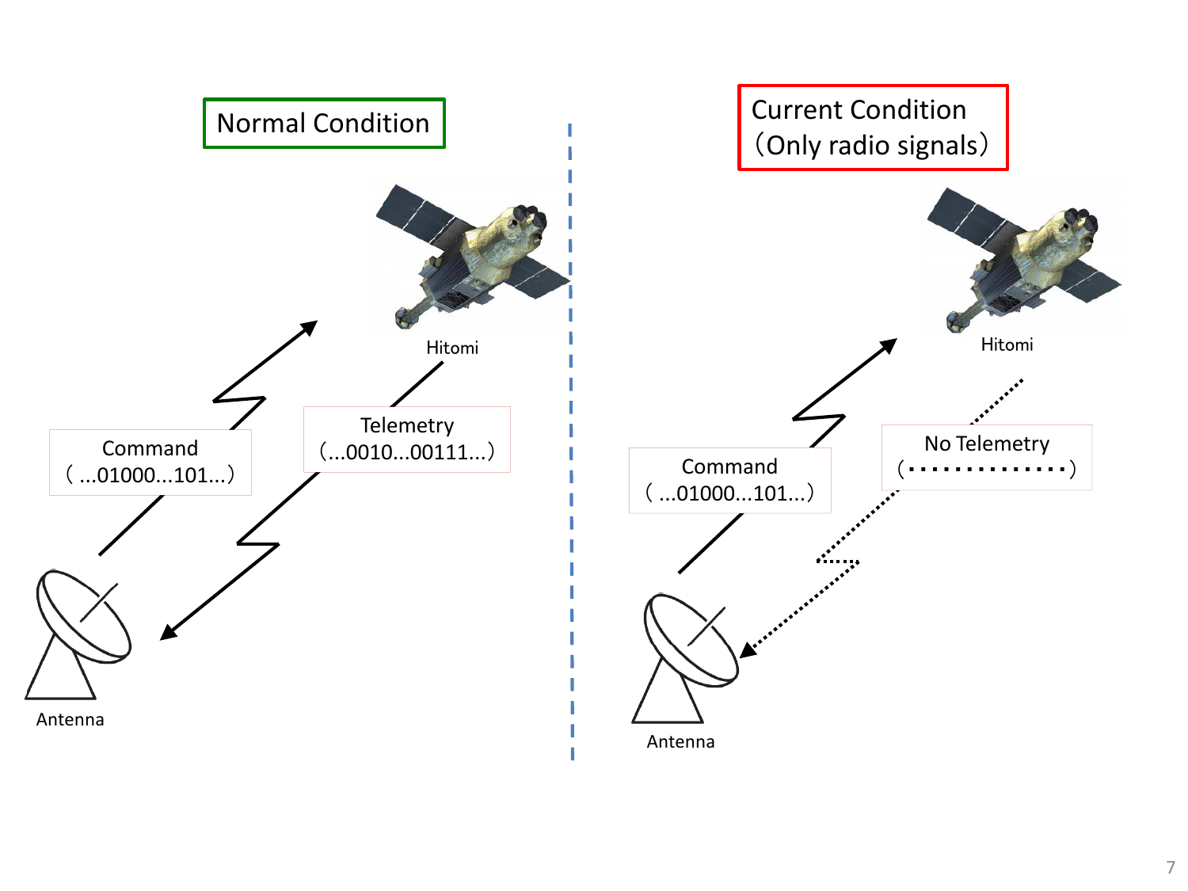Normal Condition

Hitomi

Command
( ...01000...101...)

Telemetry
(...0010...00111...)

Antenna

Current Condition
(Only radio signals)

Hitomi

Command
( ...01000...101...)

No Telemetry
( ............... )

Antenna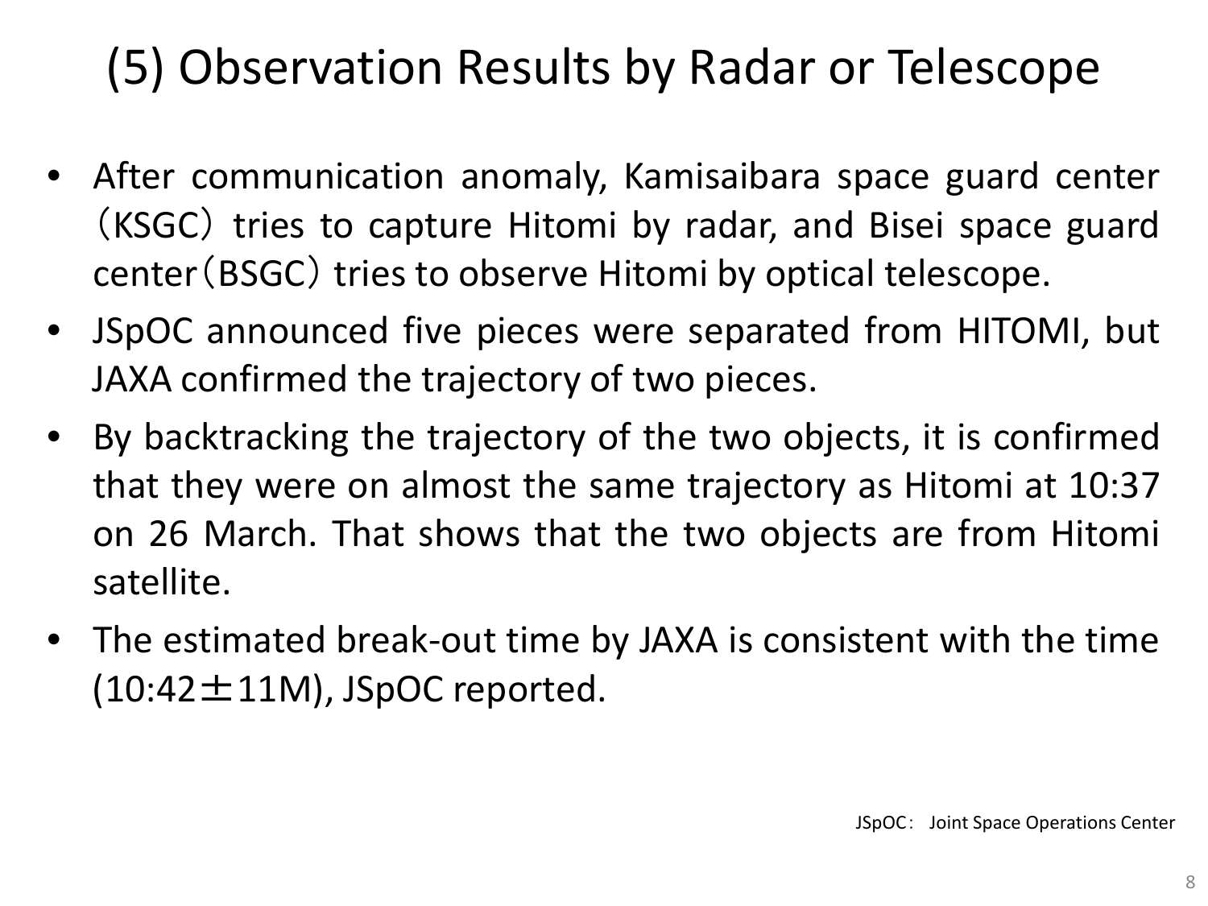# (5) Observation Results by Radar or Telescope

- After communication anomaly, Kamisaibara space guard center（KSGC） tries to capture Hitomi by radar, and Bisei space guard center（BSGC） tries to observe Hitomi by optical telescope.
- JSpOC announced five pieces were separated from HITOMI, but JAXA confirmed the trajectory of two pieces.
- By backtracking the trajectory of the two objects, it is confirmed that they were on almost the same trajectory as Hitomi at 10:37 on 26 March. That shows that the two objects are from Hitomi satellite.
- The estimated break-out time by JAXA is consistent with the time (10:42±11M), JSpOC reported.

JSpOC： Joint Space Operations Center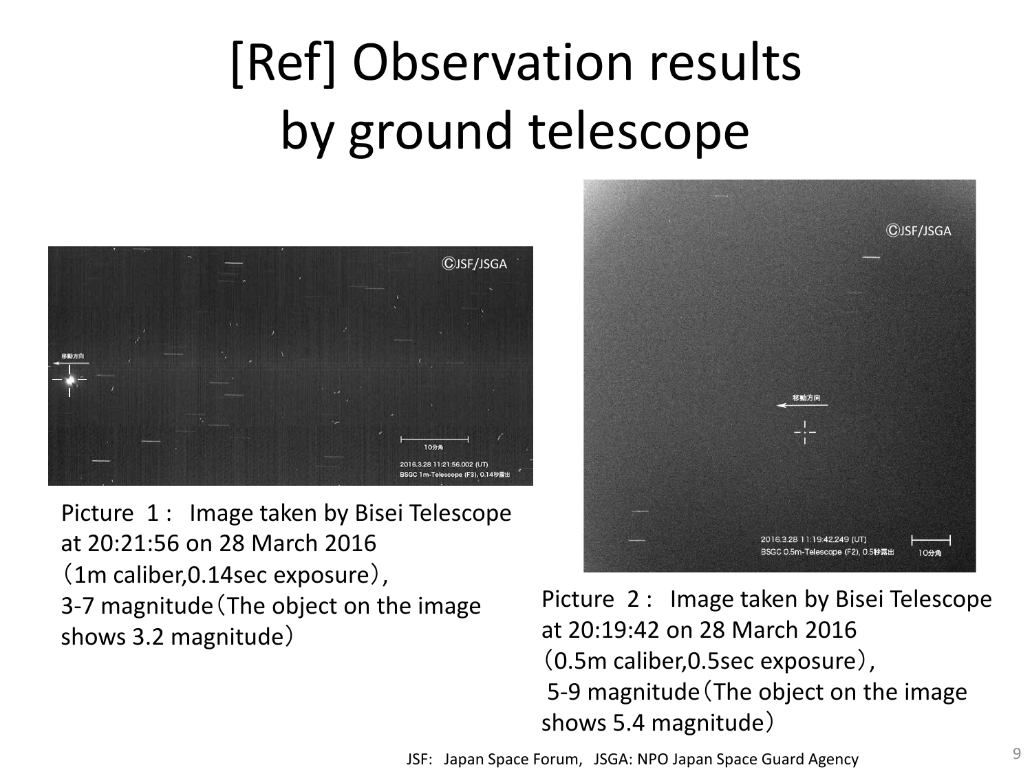# [Ref] Observation results by ground telescope

Picture 1： Image taken by Bisei Telescope at 20:21:56 on 28 March 2016 （1m caliber,0.14sec exposure）, 3-7 magnitude（The object on the image shows 3.2 magnitude）

Picture 2： Image taken by Bisei Telescope at 20:19:42 on 28 March 2016 （0.5m caliber,0.5sec exposure）, 5-9 magnitude（The object on the image shows 5.4 magnitude）

JSF: Japan Space Forum, JSGA: NPO Japan Space Guard Agency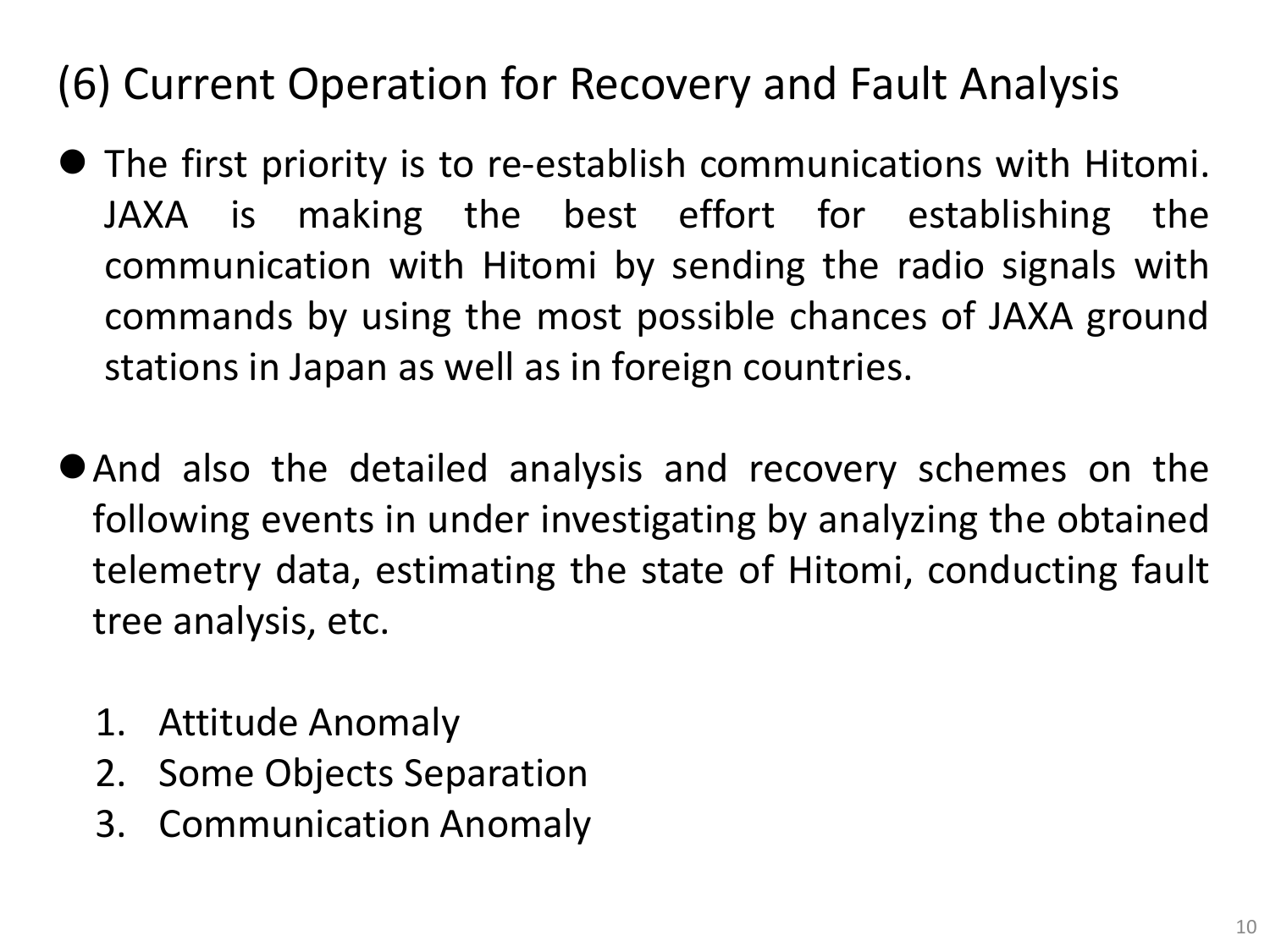# (6) Current Operation for Recovery and Fault Analysis

- The first priority is to re-establish communications with Hitomi. JAXA is making the best effort for establishing the communication with Hitomi by sending the radio signals with commands by using the most possible chances of JAXA ground stations in Japan as well as in foreign countries.

- And also the detailed analysis and recovery schemes on the following events in under investigating by analyzing the obtained telemetry data, estimating the state of Hitomi, conducting fault tree analysis, etc.

  1. Attitude Anomaly
  2. Some Objects Separation
  3. Communication Anomaly